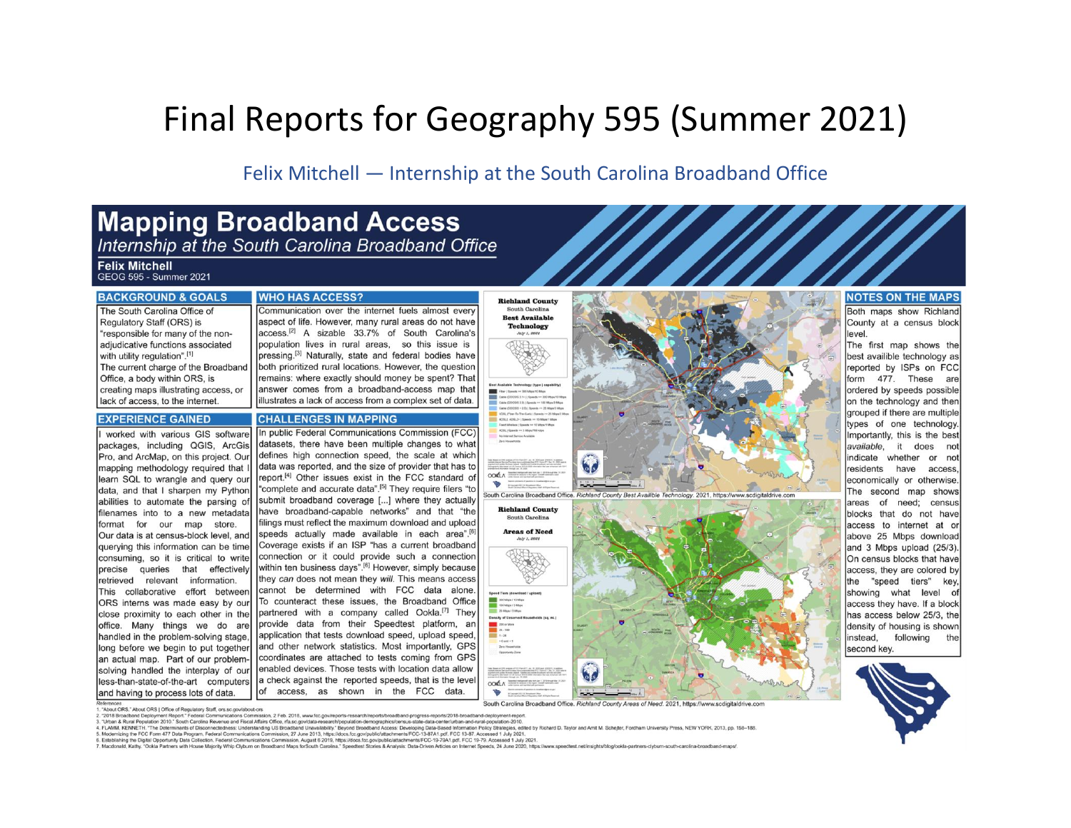# Final Reports for Geography 595 (Summer 2021)

Felix Mitchell — Internship at the South Carolina Broadband Office

# Mapping Broadband Access

*Internship at the South Carolina Broadband Office*

**Felix Mitchell**
GEOG 595 - Summer 2021

## BACKGROUND & GOALS

The South Carolina Office of Regulatory Staff (ORS) is "responsible for many of the non-adjudicative functions associated with utility regulation".[1]

The current charge of the Broadband Office, a body within ORS, is creating maps illustrating access, or lack of access, to the internet.

## EXPERIENCE GAINED

I worked with various GIS software packages, including QGIS, ArcGis Pro, and ArcMap, on this project. Our mapping methodology required that I learn SQL to wrangle and query our data, and that I sharpen my Python abilities to automate the parsing of filenames into to a new metadata format for our map store.

Our data is at census-block level, and querying this information can be time consuming, so it is critical to write precise queries that effectively retrieved relevant information.

This collaborative effort between ORS interns was made easy by our close proximity to each other in the office. Many things we do are handled in the problem-solving stage, long before we begin to put together an actual map. Part of our problem-solving handled the interplay of our less-than-state-of-the-art computers and having to process lots of data.

## WHO HAS ACCESS?

Communication over the internet fuels almost every aspect of life. However, many rural areas do not have access.[2] A sizable 33.7% of South Carolina's population lives in rural areas, so this issue is pressing.[3] Naturally, state and federal bodies have both prioritized rural locations. However, the question remains: where exactly should money be spent? That answer comes from a broadband-access map that illustrates a lack of access from a complex set of data.

## CHALLENGES IN MAPPING

In public Federal Communications Commission (FCC) datasets, there have been multiple changes to what defines high connection speed, the scale at which data was reported, and the size of provider that has to report.[4] Other issues exist in the FCC standard of "complete and accurate data".[5] They require filers "to submit broadband coverage [...] where they actually have broadband-capable networks" and that "the filings must reflect the maximum download and upload speeds actually made available in each area".[6] Coverage exists if an ISP "has a current broadband connection or it could provide such a connection within ten business days".[6] However, simply because they *can* does not mean they *will*. This means access cannot be determined with FCC data alone.

To counteract these issues, the Broadband Office partnered with a company called Ookla.[7] They provide data from their Speedtest platform, an application that tests download speed, upload speed, and other network statistics. Most importantly, GPS coordinates are attached to tests coming from GPS enabled devices. Those tests with location data allow a check against the reported speeds, that is the level of access, as shown in the FCC data.

South Carolina Broadband Office. *Richland County Best Availible Technology.* 2021, https://www.scdigitaldrive.com

South Carolina Broadband Office. *Richland County Areas of Need.* 2021, https://www.scdigitaldrive.com

## NOTES ON THE MAPS

Both maps show Richland County at a census block level.

The first map shows the best availible technology as reported by ISPs on FCC form 477. These are ordered by speeds possible on the technology and then grouped if there are multiple types of one technology. Importantly, this is the best *available*, it does not indicate whether or not residents have access, economically or otherwise.

The second map shows areas of need; census blocks that do not have access to internet at or above 25 Mbps download and 3 Mbps upload (25/3). On census blocks that have access, they are colored by the "speed tiers" key, showing what level of access they have. If a block has access below 25/3, the density of housing is shown instead, following the second key.

References
1. "About ORS." About ORS | Office of Regulatory Staff, ors.sc.gov/about-ors
2. "2018 Broadband Deployment Report." Federal Communications Commission, 2 Feb. 2018, www.fcc.gov/reports-research/reports/broadband-progress-reports/2018-broadband-deployment-report.
3. "Urban & Rural Population 2010." South Carolina Revenue and Fiscal Affairs Office, rfa.sc.gov/data-research/population-demographics/census-state-data-center/urban-and-rural-population-2010.
4. FLAMM, KENNETH. "The Determinants of Disconnectedness: Understanding US Broadband Unavailability." Beyond Broadband Access: Developing Data-Based Information Policy Strategies, edited by Richard D. Taylor and Amit M. Schejter, Fordham University Press, NEW YORK, 2013, pp. 156–188.
5. Modernizing the FCC Form 477 Data Program. Federal Communications Commission, 27 June 2013, https://docs.fcc.gov/public/attachments/FCC-13-87A1.pdf. FCC 13-87. Accessed 1 July 2021.
6. Establishing the Digital Opportunity Data Collection. Federal Communications Commission, August 6 2019, https://docs.fcc.gov/public/attachments/FCC-19-79A1.pdf. FCC 19-79. Accessed 1 July 2021.
7. Macdonald, Kathy. "Ookla Partners with House Majority Whip Clyburn on Broadband Maps forSouth Carolina." Speedtest Stories & Analysis: Data-Driven Articles on Internet Speeds, 24 June 2020, https://www.speedtest.net/insights/blog/ookla-partners-clyburn-south-carolina-broadband-maps/.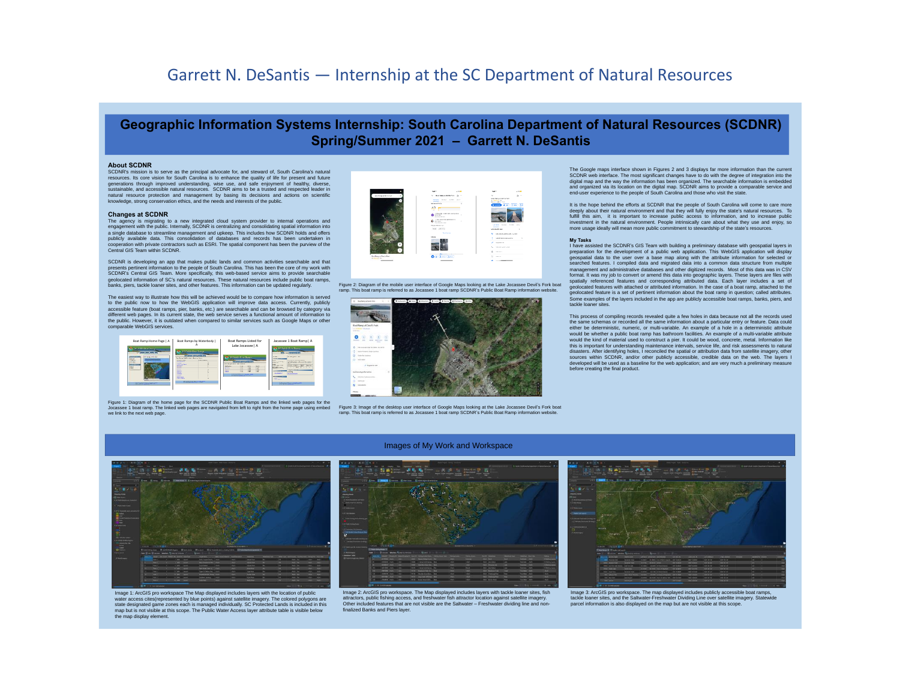# Garrett N. DeSantis — Internship at the SC Department of Natural Resources

## Geographic Information Systems Internship: South Carolina Department of Natural Resources (SCDNR) Spring/Summer 2021 – Garrett N. DeSantis

### About SCDNR

SCDNR's mission is to serve as the principal advocate for, and steward of, South Carolina's natural resources. Its core vision for South Carolina is to enhance the quality of life for present and future generations through improved understanding, wise use, and safe enjoyment of healthy, diverse, sustainable, and accessible natural resources. SCDNR aims to be a trusted and respected leader in natural resource protection and management by basing its decisions and actions on scientific knowledge, strong conservation ethics, and the needs and interests of the public.

### Changes at SCDNR

The agency is migrating to a new integrated cloud system provider to internal operations and engagement with the public. Internally, SCDNR is centralizing and consolidating spatial information into a single database to streamline management and upkeep. This includes how SCDNR holds and offers publicly available data. This consolidation of databases and records has been undertaken in cooperation with private contractors such as ESRI. The spatial component has been the purview of the Central GIS Team within SCDNR.

SCDNR is developing an app that makes public lands and common activities searchable and that presents pertinent information to the people of South Carolina. This has been the core of my work with SCDNR's Central GIS Team. More specifically, this web-based service aims to provide searchable geolocated information of SC's natural resources. These natural resources include public boat ramps, banks, piers, tackle loaner sites, and other features. This information can be updated regularly.

The easiest way to illustrate how this will be achieved would be to compare how information is served to the public now to how the WebGIS application will improve data access. Currently, publicly accessible feature (boat ramps, pier, banks, etc.) are searchable and can be browsed by category via different web pages. In its current state, the web service serves a functional amount of information to the public. However, it is outdated when compared to similar services such as Google Maps or other comparable WebGIS services.

Boat Ramp Home Page | A
Boat Ramps by Waterbody | A
Boat Ramps Listed for Lake Jocassee | A
Jocassee 1 Boat Ramp | A

Figure 1: Diagram of the home page for the SCDNR Public Boat Ramps and the linked web pages for the Jocassee 1 boat ramp. The linked web pages are navigated from left to right from the home page using embed we link to the next web page.

Figure 2: Diagram of the mobile user interface of Google Maps looking at the Lake Jocassee Devil's Fork boat ramp. This boat ramp is referred to as Jocassee 1 boat ramp SCDNR's Public Boat Ramp information website.

Figure 3: Image of the desktop user interface of Google Maps looking at the Lake Jocassee Devil's Fork boat ramp. This boat ramp is referred to as Jocassee 1 boat ramp SCDNR's Public Boat Ramp information website.

The Google maps interface shown in Figures 2 and 3 displays far more information than the current SCDNR web interface. The most significant changes have to do with the degree of integration into the digital map and the way the information has been organized. The searchable information is embedded and organized via its location on the digital map. SCDNR aims to provide a comparable service and end-user experience to the people of South Carolina and those who visit the state.

It is the hope behind the efforts at SCDNR that the people of South Carolina will come to care more deeply about their natural environment and that they will fully enjoy the state's natural resources. To fulfill this aim, it is important to increase public access to information, and to increase public investment in the natural environment. People intrinsically care about what they use and enjoy, so more usage ideally will mean more public commitment to stewardship of the state's resources.

### My Tasks

I have assisted the SCDNR's GIS Team with building a preliminary database with geospatial layers in preparation for the development of a public web application. This WebGIS application will display geospatial data to the user over a base map along with the attribute information for selected or searched features. I compiled data and migrated data into a common data structure from multiple management and administrative databases and other digitized records. Most of this data was in CSV format. It was my job to convert or amend this data into geographic layers. These layers are files with spatially referenced features and corresponding attributed data. Each layer includes a set of geolocated features with attached or attributed information. In the case of a boat ramp, attached to the geolocated feature is a set of pertinent information about the boat ramp in question; called attributes. Some examples of the layers included in the app are publicly accessible boat ramps, banks, piers, and tackle loaner sites.

This process of compiling records revealed quite a few holes in data because not all the records used the same schemas or recorded all the same information about a particular entry or feature. Data could either be deterministic, numeric, or multi-variable. An example of a hole in a deterministic attribute would be whether a public boat ramp has bathroom facilities. An example of a multi-variable attribute would the kind of material used to construct a pier. It could be wood, concrete, metal. Information like this is important for understanding maintenance intervals, service life, and risk assessments to natural disasters. After identifying holes, I reconciled the spatial or attribution data from satellite imagery, other sources within SCDNR, and/or other publicly accessible, credible data on the web. The layers I developed will be used as a baseline for the web application; and are very much a preliminary measure before creating the final product.

### Images of My Work and Workspace

Image 1: ArcGIS pro workspace The Map displayed includes layers with the location of public water access cites(represented by blue points) against satellite imagery. The colored polygons are state designated game zones each is managed individually. SC Protected Lands is included in this map but is not visible at this scope. The Public Water Access layer attribute table is visible below the map display element.

Image 2: ArcGIS pro workspace. The map displayed includes layers with tackle loaner sites, fish attractors, public fishing access, and freshwater fish attractor location against satellite imagery. Other included features that are not visible are the Saltwater – Freshwater dividing line and non-finalized Banks and Piers layer.

Image 3: ArcGIS pro workspace. The map displayed includes publicly accessible boat ramps, tackle loaner sites, and the Saltwater-Freshwater Dividing Line over satellite imagery. Statewide parcel information is also displayed on the map but are not visible at this scope.